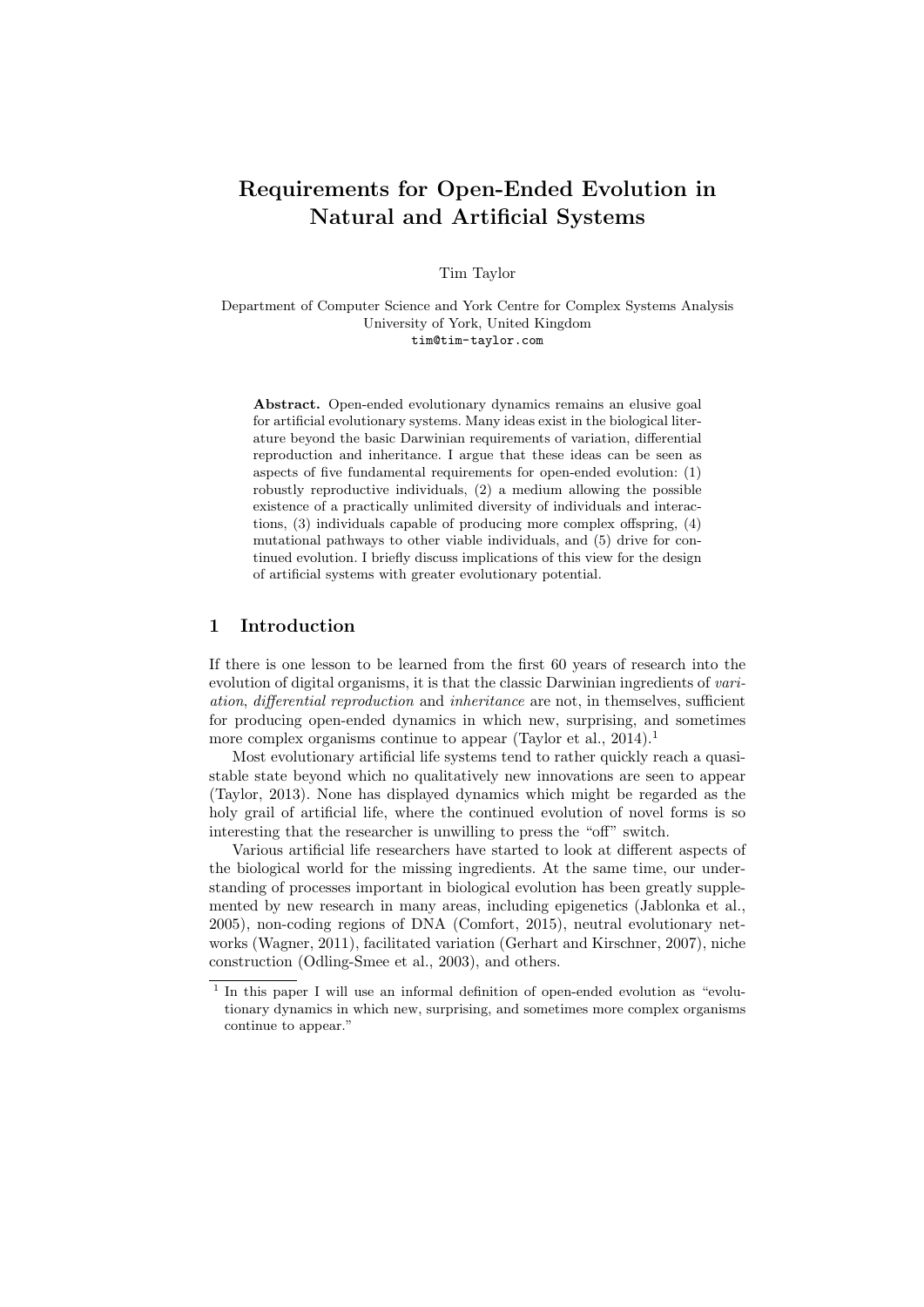# Requirements for Open-Ended Evolution in Natural and Artificial Systems

Tim Taylor

Department of Computer Science and York Centre for Complex Systems Analysis
University of York, United Kingdom
tim@tim-taylor.com

**Abstract.** Open-ended evolutionary dynamics remains an elusive goal for artificial evolutionary systems. Many ideas exist in the biological literature beyond the basic Darwinian requirements of variation, differential reproduction and inheritance. I argue that these ideas can be seen as aspects of five fundamental requirements for open-ended evolution: (1) robustly reproductive individuals, (2) a medium allowing the possible existence of a practically unlimited diversity of individuals and interactions, (3) individuals capable of producing more complex offspring, (4) mutational pathways to other viable individuals, and (5) drive for continued evolution. I briefly discuss implications of this view for the design of artificial systems with greater evolutionary potential.

## 1 Introduction

If there is one lesson to be learned from the first 60 years of research into the evolution of digital organisms, it is that the classic Darwinian ingredients of *variation*, *differential reproduction* and *inheritance* are not, in themselves, sufficient for producing open-ended dynamics in which new, surprising, and sometimes more complex organisms continue to appear (Taylor et al., 2014).[1]

Most evolutionary artificial life systems tend to rather quickly reach a quasi-stable state beyond which no qualitatively new innovations are seen to appear (Taylor, 2013). None has displayed dynamics which might be regarded as the holy grail of artificial life, where the continued evolution of novel forms is so interesting that the researcher is unwilling to press the "off" switch.

Various artificial life researchers have started to look at different aspects of the biological world for the missing ingredients. At the same time, our understanding of processes important in biological evolution has been greatly supplemented by new research in many areas, including epigenetics (Jablonka et al., 2005), non-coding regions of DNA (Comfort, 2015), neutral evolutionary networks (Wagner, 2011), facilitated variation (Gerhart and Kirschner, 2007), niche construction (Odling-Smee et al., 2003), and others.

[1] In this paper I will use an informal definition of open-ended evolution as "evolutionary dynamics in which new, surprising, and sometimes more complex organisms continue to appear."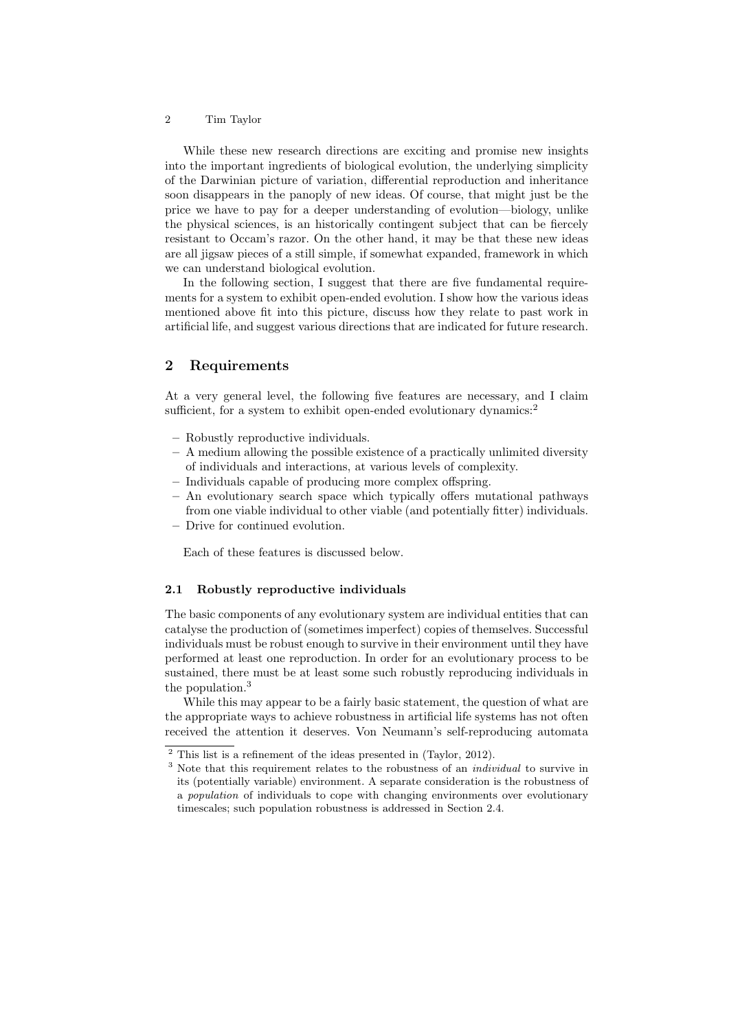While these new research directions are exciting and promise new insights into the important ingredients of biological evolution, the underlying simplicity of the Darwinian picture of variation, differential reproduction and inheritance soon disappears in the panoply of new ideas. Of course, that might just be the price we have to pay for a deeper understanding of evolution—biology, unlike the physical sciences, is an historically contingent subject that can be fiercely resistant to Occam's razor. On the other hand, it may be that these new ideas are all jigsaw pieces of a still simple, if somewhat expanded, framework in which we can understand biological evolution.

In the following section, I suggest that there are five fundamental requirements for a system to exhibit open-ended evolution. I show how the various ideas mentioned above fit into this picture, discuss how they relate to past work in artificial life, and suggest various directions that are indicated for future research.

## 2 Requirements

At a very general level, the following five features are necessary, and I claim sufficient, for a system to exhibit open-ended evolutionary dynamics:[2]

- Robustly reproductive individuals.
- A medium allowing the possible existence of a practically unlimited diversity of individuals and interactions, at various levels of complexity.
- Individuals capable of producing more complex offspring.
- An evolutionary search space which typically offers mutational pathways from one viable individual to other viable (and potentially fitter) individuals.
- Drive for continued evolution.

Each of these features is discussed below.

### 2.1 Robustly reproductive individuals

The basic components of any evolutionary system are individual entities that can catalyse the production of (sometimes imperfect) copies of themselves. Successful individuals must be robust enough to survive in their environment until they have performed at least one reproduction. In order for an evolutionary process to be sustained, there must be at least some such robustly reproducing individuals in the population.[3]

While this may appear to be a fairly basic statement, the question of what are the appropriate ways to achieve robustness in artificial life systems has not often received the attention it deserves. Von Neumann's self-reproducing automata

[2] This list is a refinement of the ideas presented in (Taylor, 2012).

[3] Note that this requirement relates to the robustness of an *individual* to survive in its (potentially variable) environment. A separate consideration is the robustness of a *population* of individuals to cope with changing environments over evolutionary timescales; such population robustness is addressed in Section 2.4.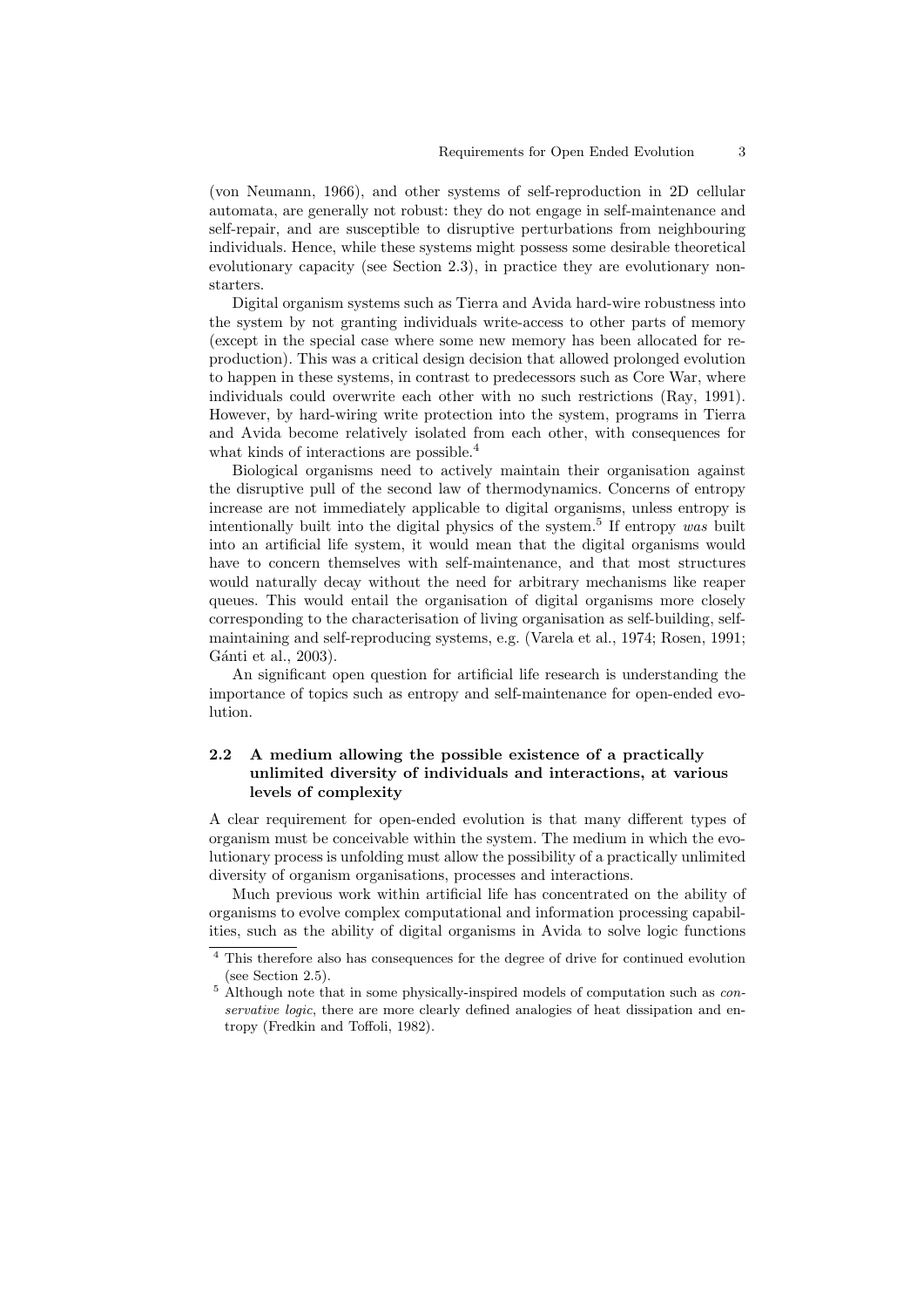(von Neumann, 1966), and other systems of self-reproduction in 2D cellular automata, are generally not robust: they do not engage in self-maintenance and self-repair, and are susceptible to disruptive perturbations from neighbouring individuals. Hence, while these systems might possess some desirable theoretical evolutionary capacity (see Section 2.3), in practice they are evolutionary non-starters.

Digital organism systems such as Tierra and Avida hard-wire robustness into the system by not granting individuals write-access to other parts of memory (except in the special case where some new memory has been allocated for reproduction). This was a critical design decision that allowed prolonged evolution to happen in these systems, in contrast to predecessors such as Core War, where individuals could overwrite each other with no such restrictions (Ray, 1991). However, by hard-wiring write protection into the system, programs in Tierra and Avida become relatively isolated from each other, with consequences for what kinds of interactions are possible.[4]

Biological organisms need to actively maintain their organisation against the disruptive pull of the second law of thermodynamics. Concerns of entropy increase are not immediately applicable to digital organisms, unless entropy is intentionally built into the digital physics of the system.[5] If entropy *was* built into an artificial life system, it would mean that the digital organisms would have to concern themselves with self-maintenance, and that most structures would naturally decay without the need for arbitrary mechanisms like reaper queues. This would entail the organisation of digital organisms more closely corresponding to the characterisation of living organisation as self-building, self-maintaining and self-reproducing systems, e.g. (Varela et al., 1974; Rosen, 1991; Gánti et al., 2003).

An significant open question for artificial life research is understanding the importance of topics such as entropy and self-maintenance for open-ended evolution.

### 2.2 A medium allowing the possible existence of a practically unlimited diversity of individuals and interactions, at various levels of complexity

A clear requirement for open-ended evolution is that many different types of organism must be conceivable within the system. The medium in which the evolutionary process is unfolding must allow the possibility of a practically unlimited diversity of organism organisations, processes and interactions.

Much previous work within artificial life has concentrated on the ability of organisms to evolve complex computational and information processing capabilities, such as the ability of digital organisms in Avida to solve logic functions

[4] This therefore also has consequences for the degree of drive for continued evolution (see Section 2.5).

[5] Although note that in some physically-inspired models of computation such as *conservative logic*, there are more clearly defined analogies of heat dissipation and entropy (Fredkin and Toffoli, 1982).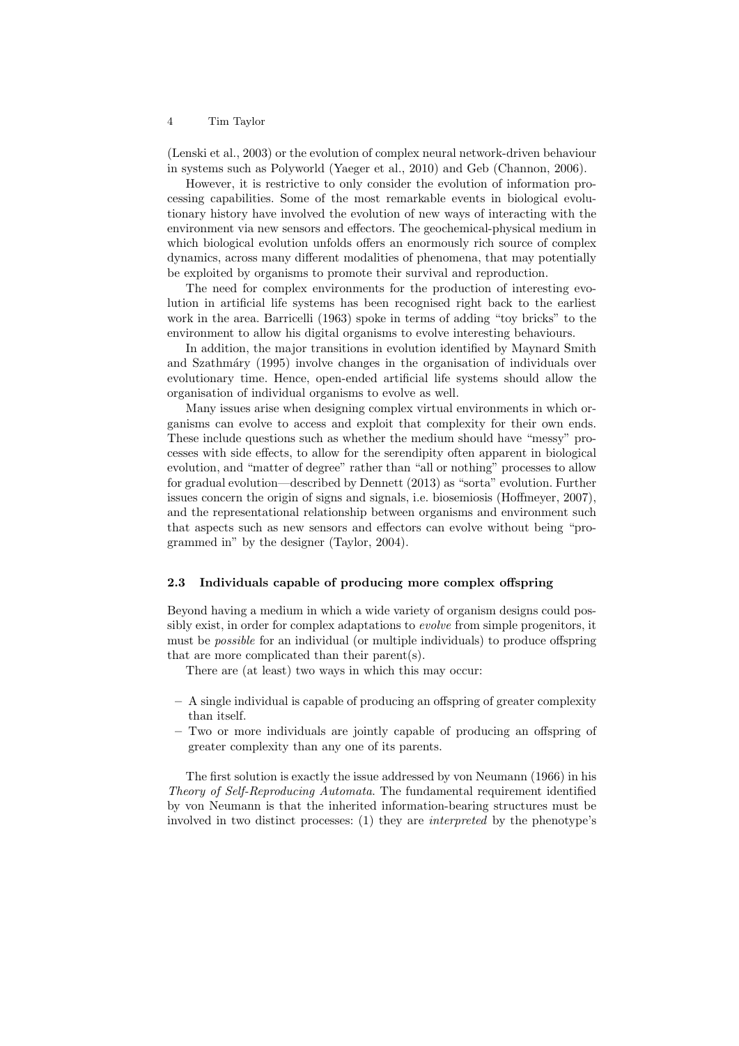(Lenski et al., 2003) or the evolution of complex neural network-driven behaviour in systems such as Polyworld (Yaeger et al., 2010) and Geb (Channon, 2006).

However, it is restrictive to only consider the evolution of information processing capabilities. Some of the most remarkable events in biological evolutionary history have involved the evolution of new ways of interacting with the environment via new sensors and effectors. The geochemical-physical medium in which biological evolution unfolds offers an enormously rich source of complex dynamics, across many different modalities of phenomena, that may potentially be exploited by organisms to promote their survival and reproduction.

The need for complex environments for the production of interesting evolution in artificial life systems has been recognised right back to the earliest work in the area. Barricelli (1963) spoke in terms of adding "toy bricks" to the environment to allow his digital organisms to evolve interesting behaviours.

In addition, the major transitions in evolution identified by Maynard Smith and Szathmáry (1995) involve changes in the organisation of individuals over evolutionary time. Hence, open-ended artificial life systems should allow the organisation of individual organisms to evolve as well.

Many issues arise when designing complex virtual environments in which organisms can evolve to access and exploit that complexity for their own ends. These include questions such as whether the medium should have "messy" processes with side effects, to allow for the serendipity often apparent in biological evolution, and "matter of degree" rather than "all or nothing" processes to allow for gradual evolution—described by Dennett (2013) as "sorta" evolution. Further issues concern the origin of signs and signals, i.e. biosemiosis (Hoffmeyer, 2007), and the representational relationship between organisms and environment such that aspects such as new sensors and effectors can evolve without being "programmed in" by the designer (Taylor, 2004).

### 2.3 Individuals capable of producing more complex offspring

Beyond having a medium in which a wide variety of organism designs could possibly exist, in order for complex adaptations to *evolve* from simple progenitors, it must be *possible* for an individual (or multiple individuals) to produce offspring that are more complicated than their parent(s).

There are (at least) two ways in which this may occur:

- A single individual is capable of producing an offspring of greater complexity than itself.
- Two or more individuals are jointly capable of producing an offspring of greater complexity than any one of its parents.

The first solution is exactly the issue addressed by von Neumann (1966) in his *Theory of Self-Reproducing Automata*. The fundamental requirement identified by von Neumann is that the inherited information-bearing structures must be involved in two distinct processes: (1) they are *interpreted* by the phenotype's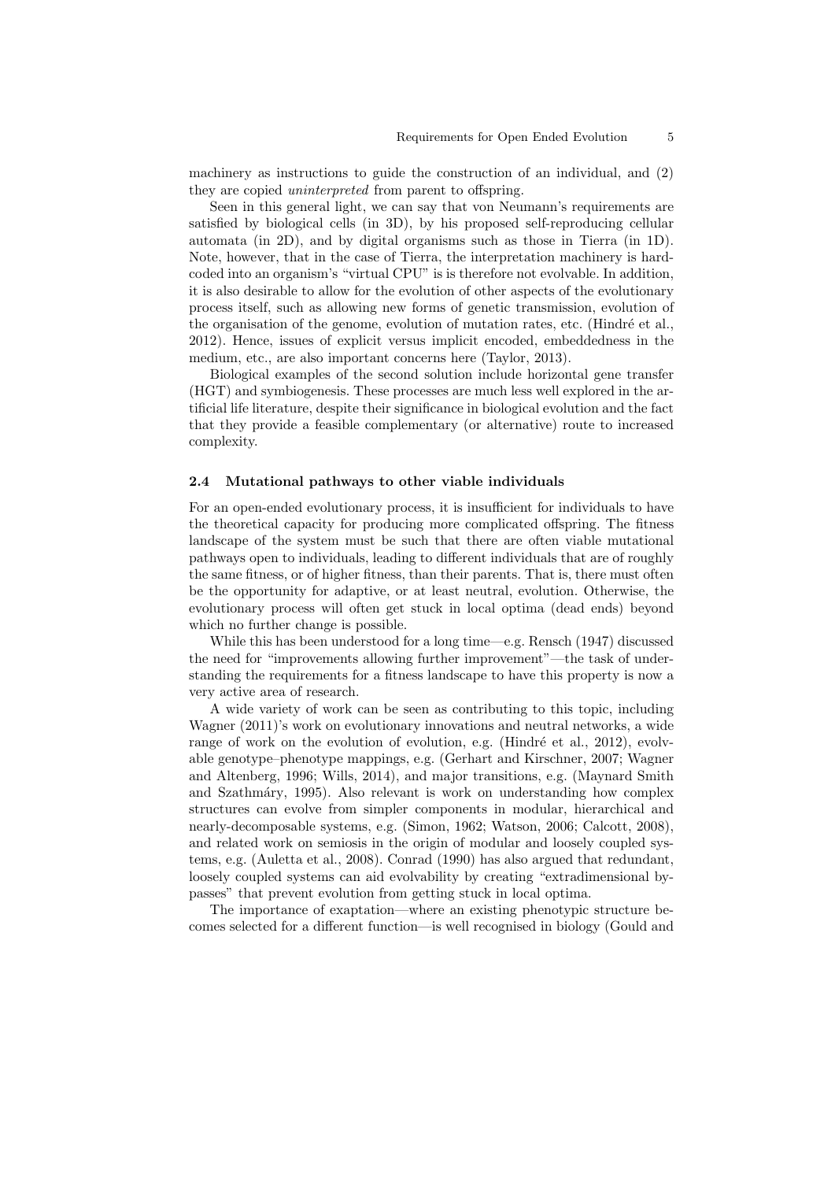machinery as instructions to guide the construction of an individual, and (2) they are copied *uninterpreted* from parent to offspring.

Seen in this general light, we can say that von Neumann's requirements are satisfied by biological cells (in 3D), by his proposed self-reproducing cellular automata (in 2D), and by digital organisms such as those in Tierra (in 1D). Note, however, that in the case of Tierra, the interpretation machinery is hard-coded into an organism's "virtual CPU" is is therefore not evolvable. In addition, it is also desirable to allow for the evolution of other aspects of the evolutionary process itself, such as allowing new forms of genetic transmission, evolution of the organisation of the genome, evolution of mutation rates, etc. (Hindré et al., 2012). Hence, issues of explicit versus implicit encoded, embeddedness in the medium, etc., are also important concerns here (Taylor, 2013).

Biological examples of the second solution include horizontal gene transfer (HGT) and symbiogenesis. These processes are much less well explored in the artificial life literature, despite their significance in biological evolution and the fact that they provide a feasible complementary (or alternative) route to increased complexity.

### 2.4 Mutational pathways to other viable individuals

For an open-ended evolutionary process, it is insufficient for individuals to have the theoretical capacity for producing more complicated offspring. The fitness landscape of the system must be such that there are often viable mutational pathways open to individuals, leading to different individuals that are of roughly the same fitness, or of higher fitness, than their parents. That is, there must often be the opportunity for adaptive, or at least neutral, evolution. Otherwise, the evolutionary process will often get stuck in local optima (dead ends) beyond which no further change is possible.

While this has been understood for a long time—e.g. Rensch (1947) discussed the need for "improvements allowing further improvement"—the task of understanding the requirements for a fitness landscape to have this property is now a very active area of research.

A wide variety of work can be seen as contributing to this topic, including Wagner (2011)'s work on evolutionary innovations and neutral networks, a wide range of work on the evolution of evolution, e.g. (Hindré et al., 2012), evolvable genotype–phenotype mappings, e.g. (Gerhart and Kirschner, 2007; Wagner and Altenberg, 1996; Wills, 2014), and major transitions, e.g. (Maynard Smith and Szathmáry, 1995). Also relevant is work on understanding how complex structures can evolve from simpler components in modular, hierarchical and nearly-decomposable systems, e.g. (Simon, 1962; Watson, 2006; Calcott, 2008), and related work on semiosis in the origin of modular and loosely coupled systems, e.g. (Auletta et al., 2008). Conrad (1990) has also argued that redundant, loosely coupled systems can aid evolvability by creating "extradimensional bypasses" that prevent evolution from getting stuck in local optima.

The importance of exaptation—where an existing phenotypic structure becomes selected for a different function—is well recognised in biology (Gould and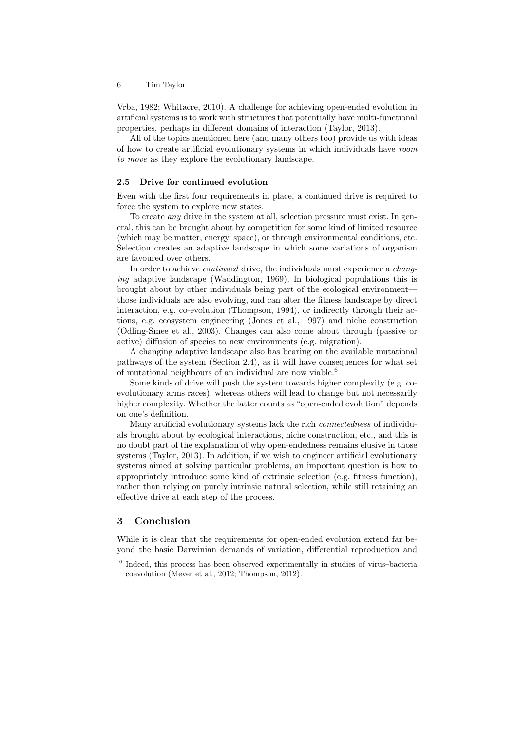Vrba, 1982; Whitacre, 2010). A challenge for achieving open-ended evolution in artificial systems is to work with structures that potentially have multi-functional properties, perhaps in different domains of interaction (Taylor, 2013).

All of the topics mentioned here (and many others too) provide us with ideas of how to create artificial evolutionary systems in which individuals have *room to move* as they explore the evolutionary landscape.

### 2.5 Drive for continued evolution

Even with the first four requirements in place, a continued drive is required to force the system to explore new states.

To create *any* drive in the system at all, selection pressure must exist. In general, this can be brought about by competition for some kind of limited resource (which may be matter, energy, space), or through environmental conditions, etc. Selection creates an adaptive landscape in which some variations of organism are favoured over others.

In order to achieve *continued* drive, the individuals must experience a *changing* adaptive landscape (Waddington, 1969). In biological populations this is brought about by other individuals being part of the ecological environment—those individuals are also evolving, and can alter the fitness landscape by direct interaction, e.g. co-evolution (Thompson, 1994), or indirectly through their actions, e.g. ecosystem engineering (Jones et al., 1997) and niche construction (Odling-Smee et al., 2003). Changes can also come about through (passive or active) diffusion of species to new environments (e.g. migration).

A changing adaptive landscape also has bearing on the available mutational pathways of the system (Section 2.4), as it will have consequences for what set of mutational neighbours of an individual are now viable.[6]

Some kinds of drive will push the system towards higher complexity (e.g. coevolutionary arms races), whereas others will lead to change but not necessarily higher complexity. Whether the latter counts as "open-ended evolution" depends on one's definition.

Many artificial evolutionary systems lack the rich *connectedness* of individuals brought about by ecological interactions, niche construction, etc., and this is no doubt part of the explanation of why open-endedness remains elusive in those systems (Taylor, 2013). In addition, if we wish to engineer artificial evolutionary systems aimed at solving particular problems, an important question is how to appropriately introduce some kind of extrinsic selection (e.g. fitness function), rather than relying on purely intrinsic natural selection, while still retaining an effective drive at each step of the process.

## 3 Conclusion

While it is clear that the requirements for open-ended evolution extend far beyond the basic Darwinian demands of variation, differential reproduction and

[6] Indeed, this process has been observed experimentally in studies of virus–bacteria coevolution (Meyer et al., 2012; Thompson, 2012).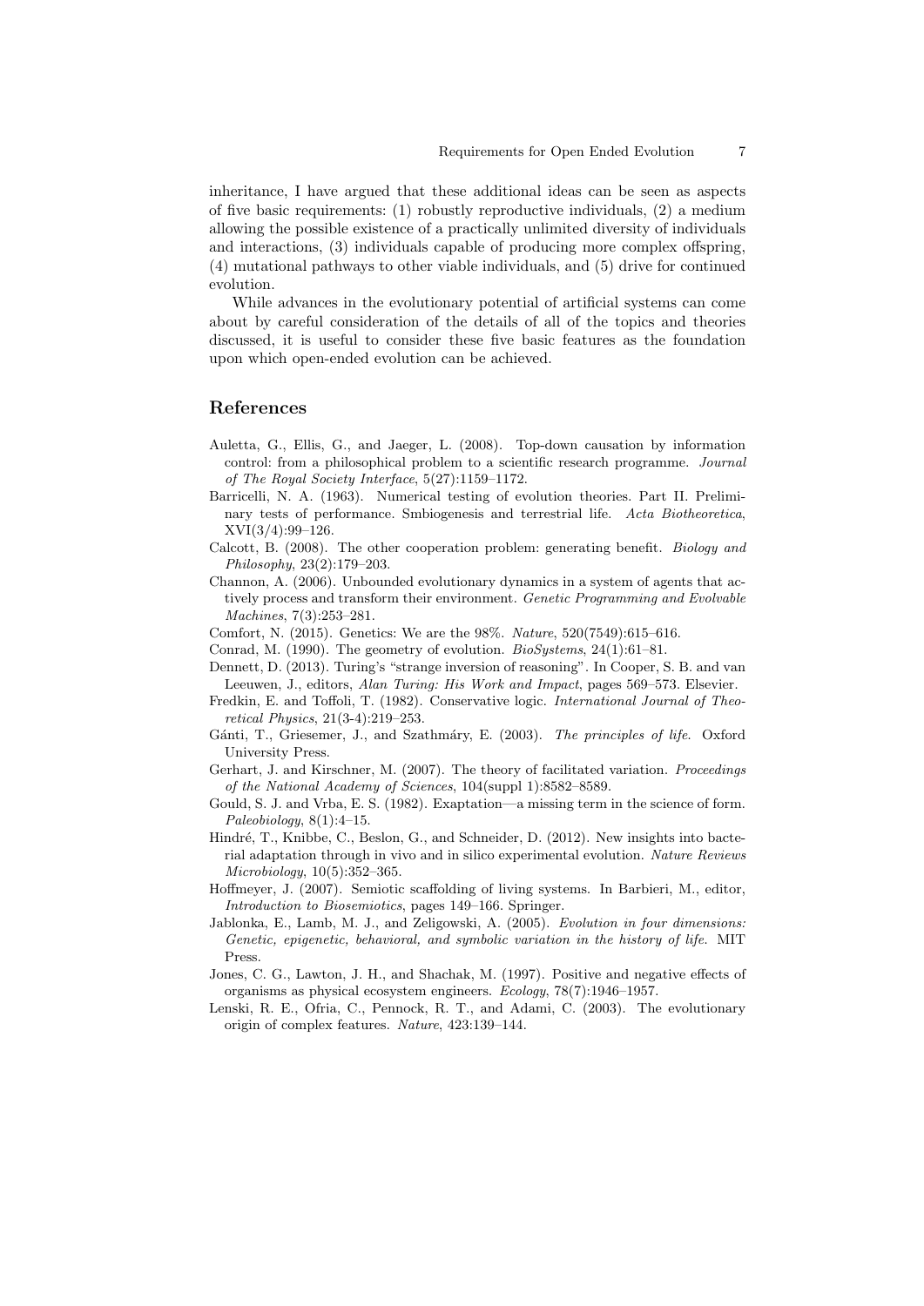inheritance, I have argued that these additional ideas can be seen as aspects of five basic requirements: (1) robustly reproductive individuals, (2) a medium allowing the possible existence of a practically unlimited diversity of individuals and interactions, (3) individuals capable of producing more complex offspring, (4) mutational pathways to other viable individuals, and (5) drive for continued evolution.

While advances in the evolutionary potential of artificial systems can come about by careful consideration of the details of all of the topics and theories discussed, it is useful to consider these five basic features as the foundation upon which open-ended evolution can be achieved.

## References

Auletta, G., Ellis, G., and Jaeger, L. (2008). Top-down causation by information control: from a philosophical problem to a scientific research programme. *Journal of The Royal Society Interface*, 5(27):1159–1172.

Barricelli, N. A. (1963). Numerical testing of evolution theories. Part II. Preliminary tests of performance. Smbiogenesis and terrestrial life. *Acta Biotheoretica*, XVI(3/4):99–126.

Calcott, B. (2008). The other cooperation problem: generating benefit. *Biology and Philosophy*, 23(2):179–203.

Channon, A. (2006). Unbounded evolutionary dynamics in a system of agents that actively process and transform their environment. *Genetic Programming and Evolvable Machines*, 7(3):253–281.

Comfort, N. (2015). Genetics: We are the 98%. *Nature*, 520(7549):615–616.

Conrad, M. (1990). The geometry of evolution. *BioSystems*, 24(1):61–81.

Dennett, D. (2013). Turing's "strange inversion of reasoning". In Cooper, S. B. and van Leeuwen, J., editors, *Alan Turing: His Work and Impact*, pages 569–573. Elsevier.

Fredkin, E. and Toffoli, T. (1982). Conservative logic. *International Journal of Theoretical Physics*, 21(3-4):219–253.

Gánti, T., Griesemer, J., and Szathmáry, E. (2003). *The principles of life*. Oxford University Press.

Gerhart, J. and Kirschner, M. (2007). The theory of facilitated variation. *Proceedings of the National Academy of Sciences*, 104(suppl 1):8582–8589.

Gould, S. J. and Vrba, E. S. (1982). Exaptation—a missing term in the science of form. *Paleobiology*, 8(1):4–15.

Hindré, T., Knibbe, C., Beslon, G., and Schneider, D. (2012). New insights into bacterial adaptation through in vivo and in silico experimental evolution. *Nature Reviews Microbiology*, 10(5):352–365.

Hoffmeyer, J. (2007). Semiotic scaffolding of living systems. In Barbieri, M., editor, *Introduction to Biosemiotics*, pages 149–166. Springer.

Jablonka, E., Lamb, M. J., and Zeligowski, A. (2005). *Evolution in four dimensions: Genetic, epigenetic, behavioral, and symbolic variation in the history of life*. MIT Press.

Jones, C. G., Lawton, J. H., and Shachak, M. (1997). Positive and negative effects of organisms as physical ecosystem engineers. *Ecology*, 78(7):1946–1957.

Lenski, R. E., Ofria, C., Pennock, R. T., and Adami, C. (2003). The evolutionary origin of complex features. *Nature*, 423:139–144.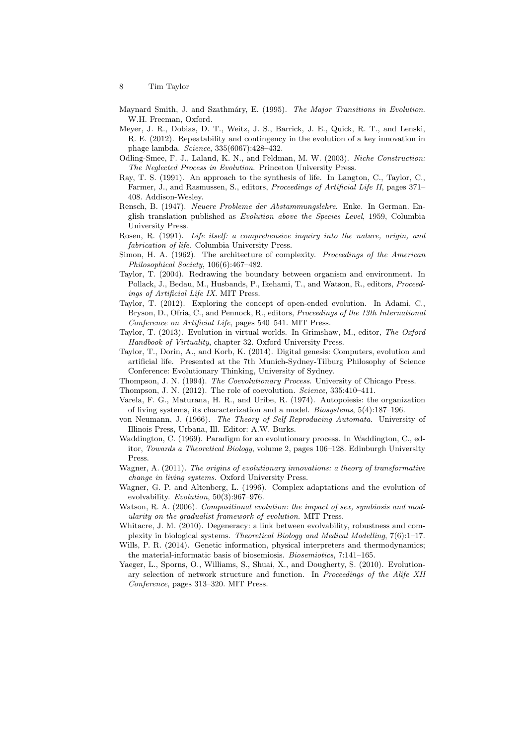Maynard Smith, J. and Szathmáry, E. (1995). *The Major Transitions in Evolution*. W.H. Freeman, Oxford.

Meyer, J. R., Dobias, D. T., Weitz, J. S., Barrick, J. E., Quick, R. T., and Lenski, R. E. (2012). Repeatability and contingency in the evolution of a key innovation in phage lambda. *Science*, 335(6067):428–432.

Odling-Smee, F. J., Laland, K. N., and Feldman, M. W. (2003). *Niche Construction: The Neglected Process in Evolution*. Princeton University Press.

Ray, T. S. (1991). An approach to the synthesis of life. In Langton, C., Taylor, C., Farmer, J., and Rasmussen, S., editors, *Proceedings of Artificial Life II*, pages 371–408. Addison-Wesley.

Rensch, B. (1947). *Neuere Probleme der Abstammungslehre*. Enke. In German. English translation published as *Evolution above the Species Level*, 1959, Columbia University Press.

Rosen, R. (1991). *Life itself: a comprehensive inquiry into the nature, origin, and fabrication of life*. Columbia University Press.

Simon, H. A. (1962). The architecture of complexity. *Proceedings of the American Philosophical Society*, 106(6):467–482.

Taylor, T. (2004). Redrawing the boundary between organism and environment. In Pollack, J., Bedau, M., Husbands, P., Ikehami, T., and Watson, R., editors, *Proceedings of Artificial Life IX*. MIT Press.

Taylor, T. (2012). Exploring the concept of open-ended evolution. In Adami, C., Bryson, D., Ofria, C., and Pennock, R., editors, *Proceedings of the 13th International Conference on Artificial Life*, pages 540–541. MIT Press.

Taylor, T. (2013). Evolution in virtual worlds. In Grimshaw, M., editor, *The Oxford Handbook of Virtuality*, chapter 32. Oxford University Press.

Taylor, T., Dorin, A., and Korb, K. (2014). Digital genesis: Computers, evolution and artificial life. Presented at the 7th Munich-Sydney-Tilburg Philosophy of Science Conference: Evolutionary Thinking, University of Sydney.

Thompson, J. N. (1994). *The Coevolutionary Process*. University of Chicago Press.

Thompson, J. N. (2012). The role of coevolution. *Science*, 335:410–411.

Varela, F. G., Maturana, H. R., and Uribe, R. (1974). Autopoiesis: the organization of living systems, its characterization and a model. *Biosystems*, 5(4):187–196.

von Neumann, J. (1966). *The Theory of Self-Reproducing Automata*. University of Illinois Press, Urbana, Ill. Editor: A.W. Burks.

Waddington, C. (1969). Paradigm for an evolutionary process. In Waddington, C., editor, *Towards a Theoretical Biology*, volume 2, pages 106–128. Edinburgh University Press.

Wagner, A. (2011). *The origins of evolutionary innovations: a theory of transformative change in living systems*. Oxford University Press.

Wagner, G. P. and Altenberg, L. (1996). Complex adaptations and the evolution of evolvability. *Evolution*, 50(3):967–976.

Watson, R. A. (2006). *Compositional evolution: the impact of sex, symbiosis and modularity on the gradualist framework of evolution*. MIT Press.

Whitacre, J. M. (2010). Degeneracy: a link between evolvability, robustness and complexity in biological systems. *Theoretical Biology and Medical Modelling*, 7(6):1–17.

Wills, P. R. (2014). Genetic information, physical interpreters and thermodynamics; the material-informatic basis of biosemiosis. *Biosemiotics*, 7:141–165.

Yaeger, L., Sporns, O., Williams, S., Shuai, X., and Dougherty, S. (2010). Evolutionary selection of network structure and function. In *Proceedings of the Alife XII Conference*, pages 313–320. MIT Press.